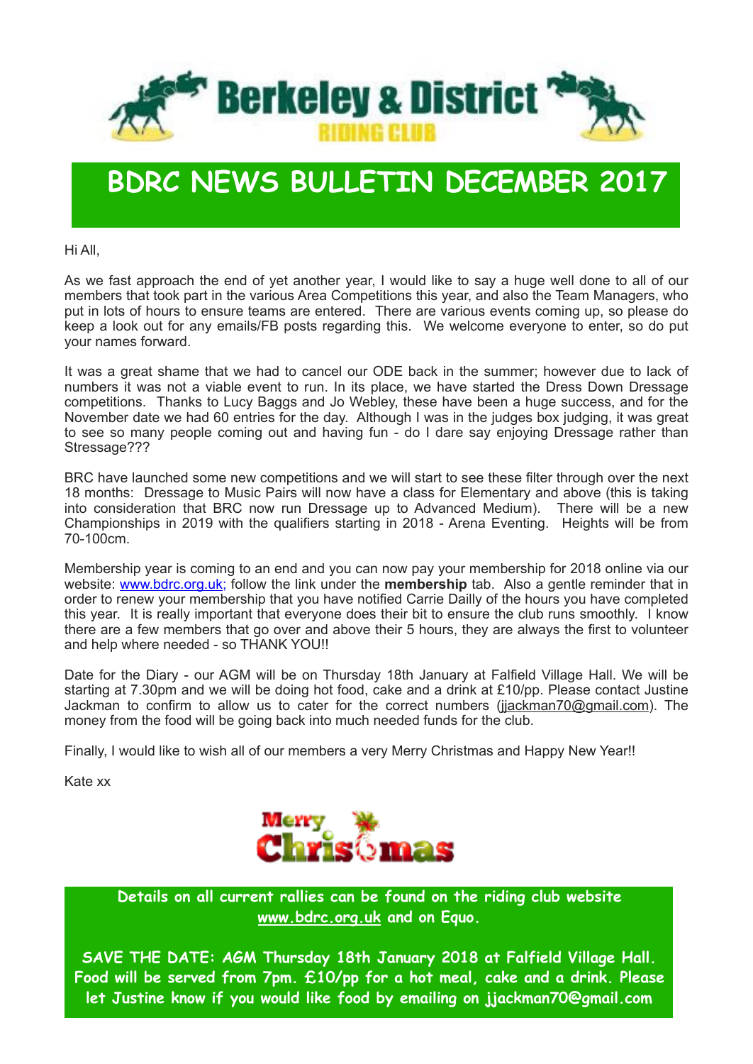Berkeley & District

RIDING CLUB

# BDRC NEWS BULLETIN DECEMBER 2017

Hi All,

As we fast approach the end of yet another year, I would like to say a huge well done to all of our members that took part in the various Area Competitions this year, and also the Team Managers, who put in lots of hours to ensure teams are entered. There are various events coming up, so please do keep a look out for any emails/FB posts regarding this. We welcome everyone to enter, so do put your names forward.

It was a great shame that we had to cancel our ODE back in the summer; however due to lack of numbers it was not a viable event to run. In its place, we have started the Dress Down Dressage competitions. Thanks to Lucy Baggs and Jo Webley, these have been a huge success, and for the November date we had 60 entries for the day. Although I was in the judges box judging, it was great to see so many people coming out and having fun - do I dare say enjoying Dressage rather than Stressage???

BRC have launched some new competitions and we will start to see these filter through over the next 18 months: Dressage to Music Pairs will now have a class for Elementary and above (this is taking into consideration that BRC now run Dressage up to Advanced Medium). There will be a new Championships in 2019 with the qualifiers starting in 2018 - Arena Eventing. Heights will be from 70-100cm.

Membership year is coming to an end and you can now pay your membership for 2018 online via our website: www.bdrc.org.uk; follow the link under the **membership** tab. Also a gentle reminder that in order to renew your membership that you have notified Carrie Dailly of the hours you have completed this year. It is really important that everyone does their bit to ensure the club runs smoothly. I know there are a few members that go over and above their 5 hours, they are always the first to volunteer and help where needed - so THANK YOU!!

Date for the Diary - our AGM will be on Thursday 18th January at Falfield Village Hall. We will be starting at 7.30pm and we will be doing hot food, cake and a drink at £10/pp. Please contact Justine Jackman to confirm to allow us to cater for the correct numbers (jjackman70@gmail.com). The money from the food will be going back into much needed funds for the club.

Finally, I would like to wish all of our members a very Merry Christmas and Happy New Year!!

Kate xx

Merry Christmas

**Details on all current rallies can be found on the riding club website www.bdrc.org.uk and on Equo.**

**SAVE THE DATE: AGM Thursday 18th January 2018 at Falfield Village Hall. Food will be served from 7pm. £10/pp for a hot meal, cake and a drink. Please let Justine know if you would like food by emailing on jjackman70@gmail.com**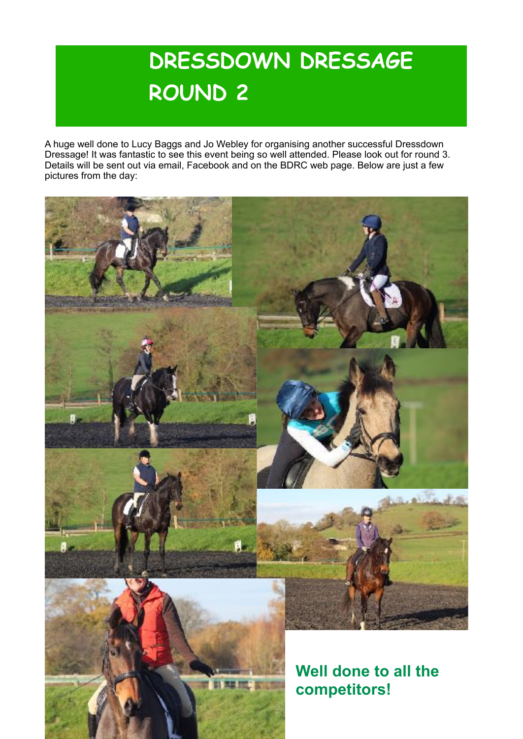# DRESSDOWN DRESSAGE ROUND 2

A huge well done to Lucy Baggs and Jo Webley for organising another successful Dressdown Dressage! It was fantastic to see this event being so well attended. Please look out for round 3. Details will be sent out via email, Facebook and on the BDRC web page. Below are just a few pictures from the day:

**Well done to all the competitors!**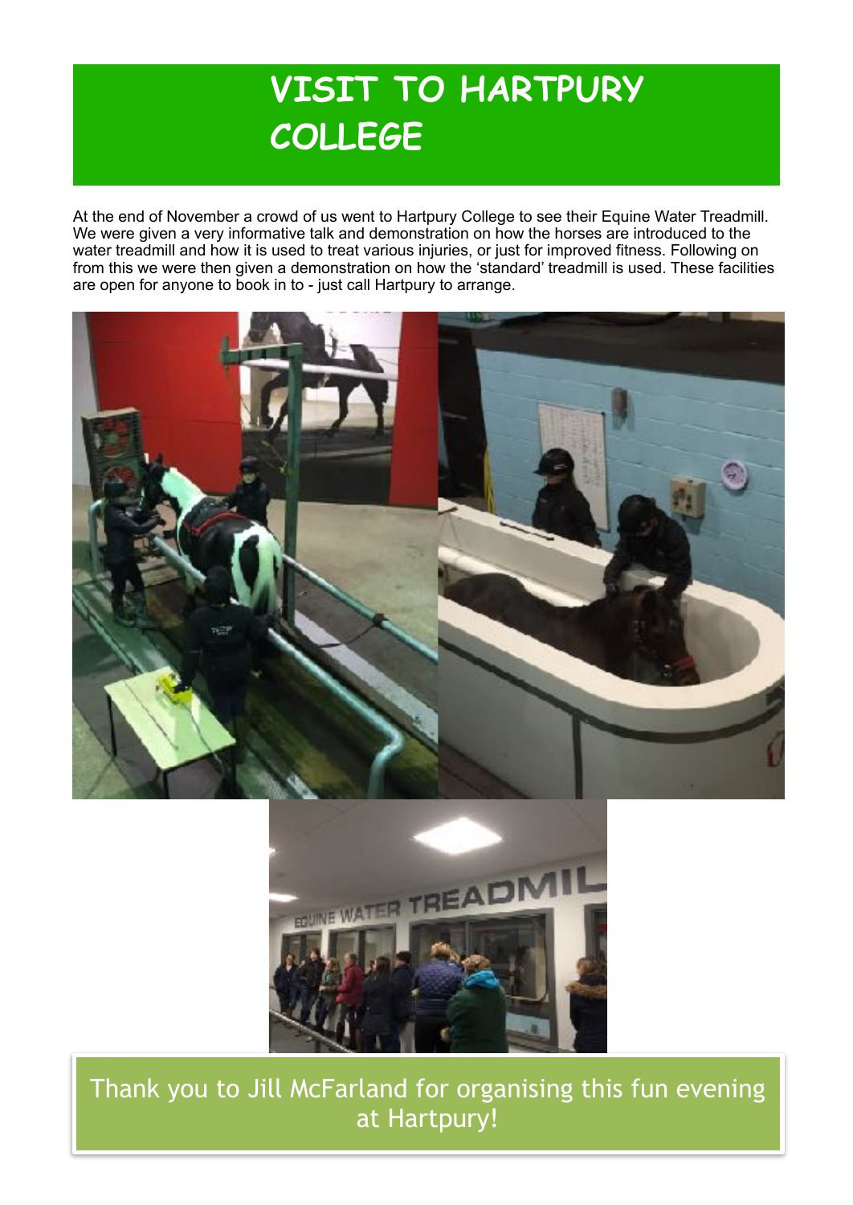# VISIT TO HARTPURY COLLEGE

At the end of November a crowd of us went to Hartpury College to see their Equine Water Treadmill. We were given a very informative talk and demonstration on how the horses are introduced to the water treadmill and how it is used to treat various injuries, or just for improved fitness. Following on from this we were then given a demonstration on how the 'standard' treadmill is used. These facilities are open for anyone to book in to - just call Hartpury to arrange.

Thank you to Jill McFarland for organising this fun evening at Hartpury!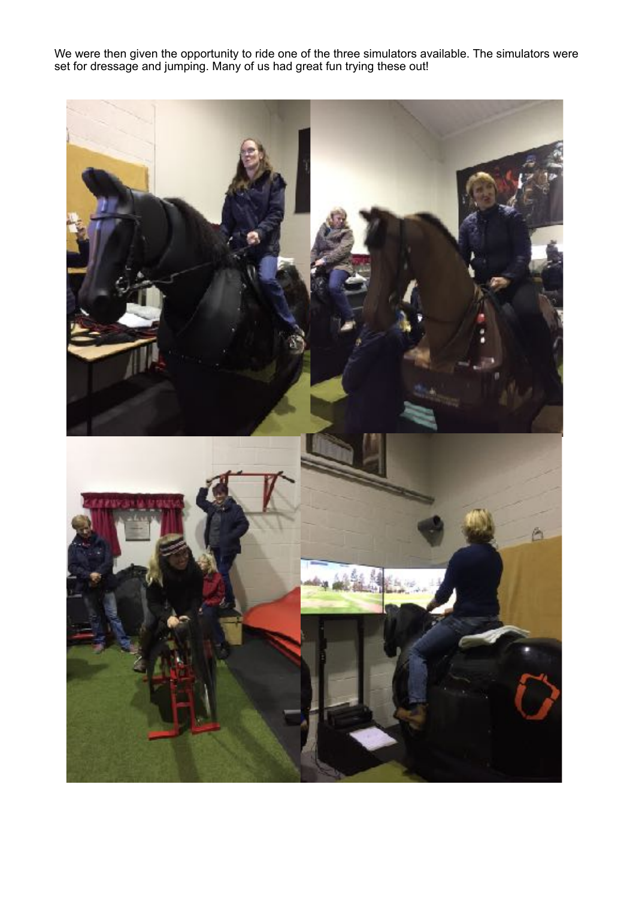We were then given the opportunity to ride one of the three simulators available. The simulators were set for dressage and jumping. Many of us had great fun trying these out!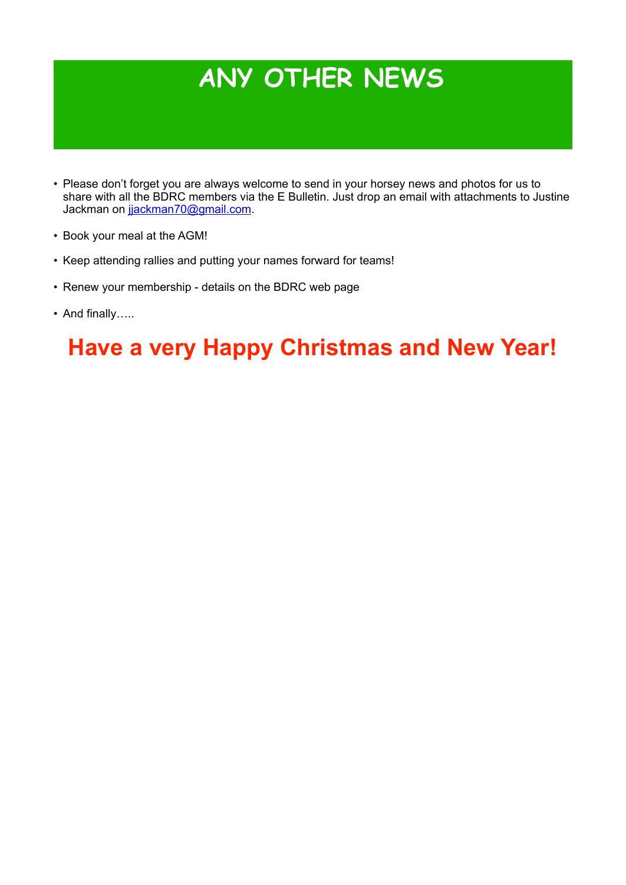# ANY OTHER NEWS

- Please don't forget you are always welcome to send in your horsey news and photos for us to share with all the BDRC members via the E Bulletin. Just drop an email with attachments to Justine Jackman on jjackman70@gmail.com.
- Book your meal at the AGM!
- Keep attending rallies and putting your names forward for teams!
- Renew your membership - details on the BDRC web page
- And finally…..

## Have a very Happy Christmas and New Year!